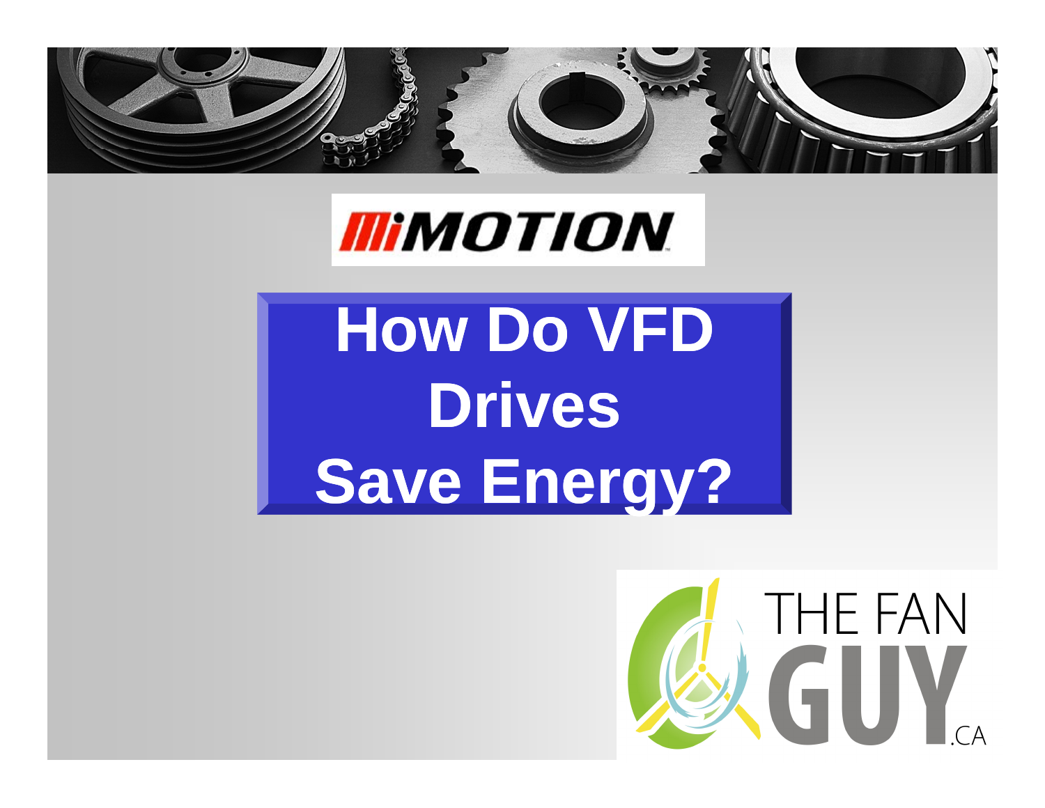MiMOTION

# How Do VFD Drives Save Energy?

THE FAN GUY.CA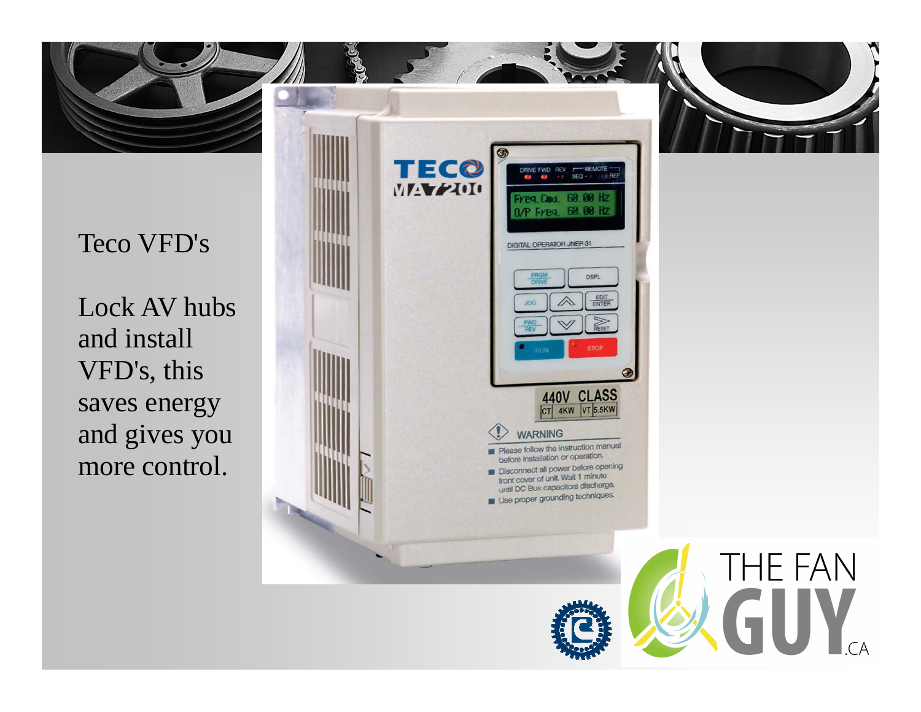Teco VFD's

Lock AV hubs and install VFD's, this saves energy and gives you more control.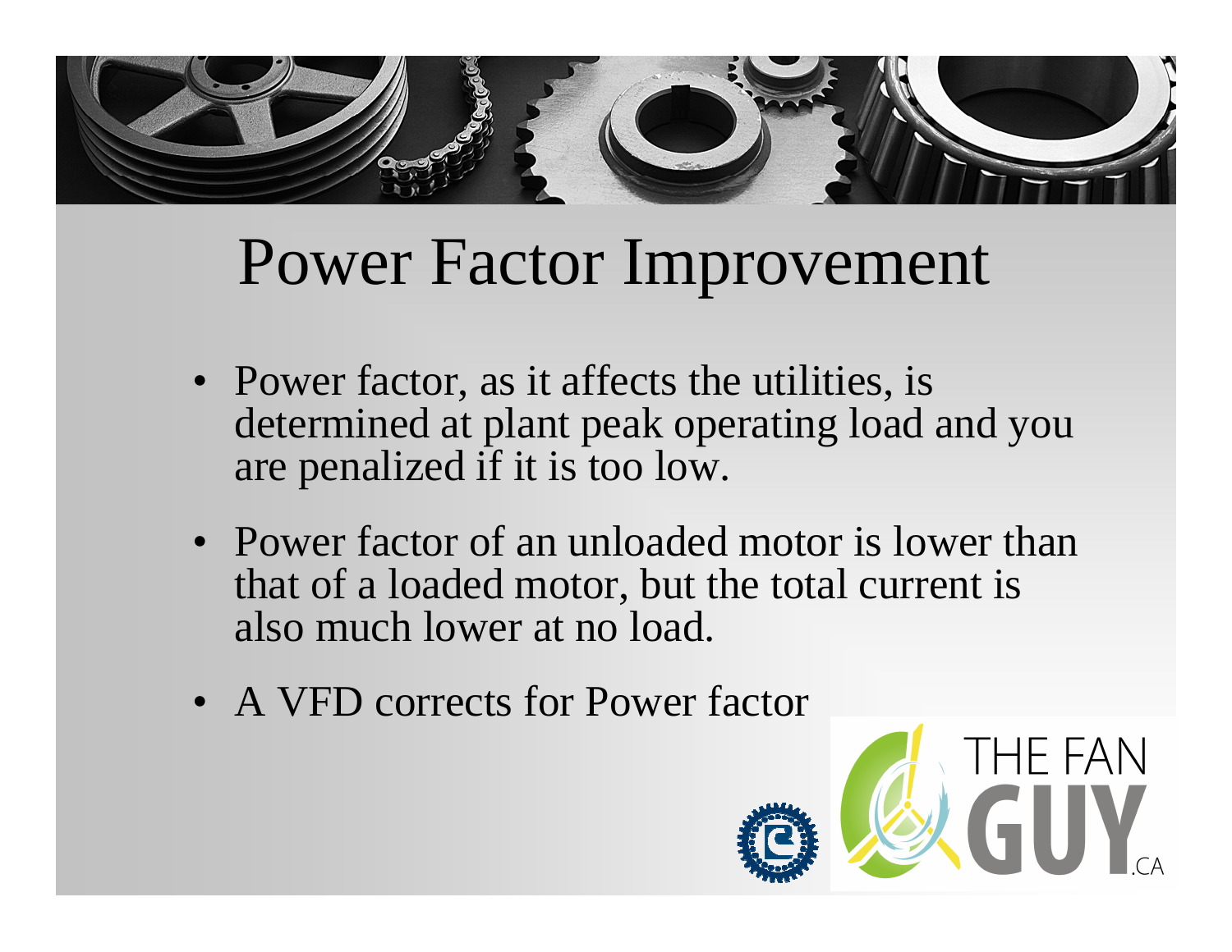# Power Factor Improvement

- Power factor, as it affects the utilities, is determined at plant peak operating load and you are penalized if it is too low.
- Power factor of an unloaded motor is lower than that of a loaded motor, but the total current is also much lower at no load.
- A VFD corrects for Power factor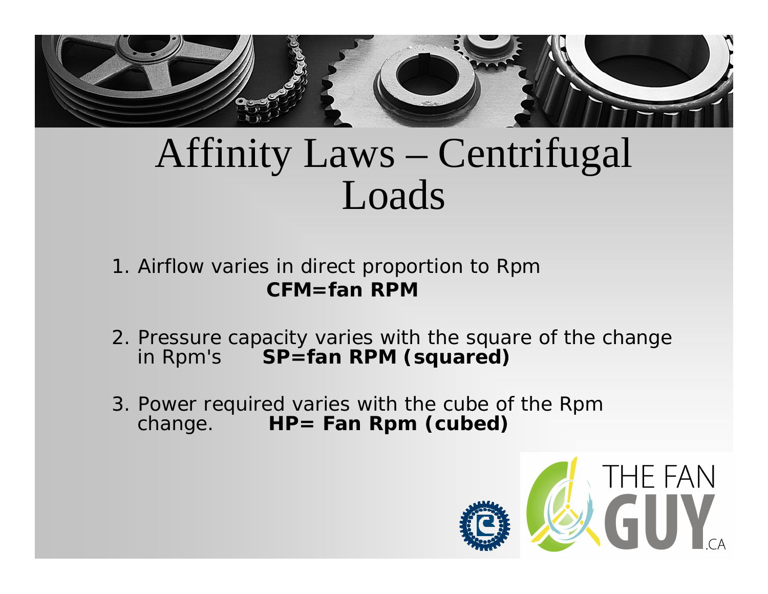# Affinity Laws – Centrifugal Loads

1. Airflow varies in direct proportion to Rpm
   **CFM=fan RPM**

2. Pressure capacity varies with the square of the change in Rpm's **SP=fan RPM (squared)**

3. Power required varies with the cube of the Rpm change. **HP= Fan Rpm (cubed)**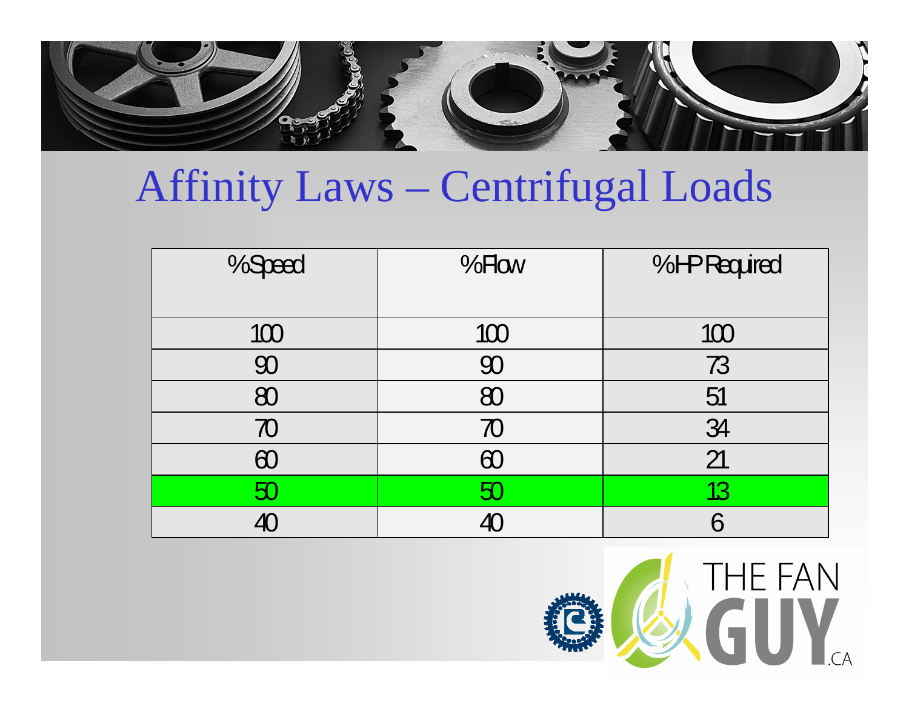# Affinity Laws – Centrifugal Loads

| %Speed | %Flow | %HP Required |
|---|---|---|
| 100 | 100 | 100 |
| 90 | 90 | 73 |
| 80 | 80 | 51 |
| 70 | 70 | 34 |
| 60 | 60 | 21 |
| 50 | 50 | 13 |
| 40 | 40 | 6 |

THE FAN GUY.CA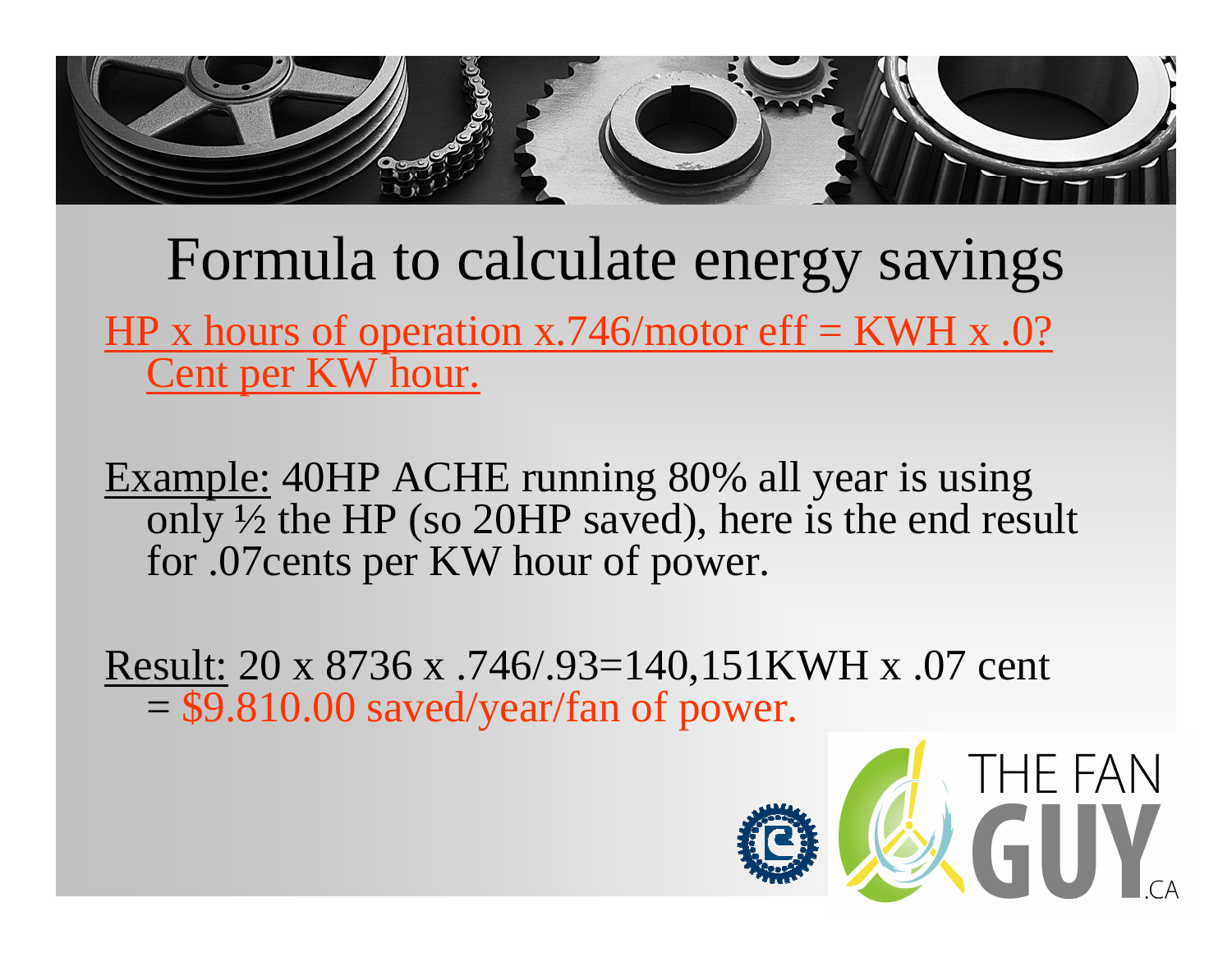# Formula to calculate energy savings

HP x hours of operation x.746/motor eff = KWH x .0? Cent per KW hour.

Example: 40HP ACHE running 80% all year is using only ½ the HP (so 20HP saved), here is the end result for .07cents per KW hour of power.

Result: 20 x 8736 x .746/.93=140,151KWH x .07 cent = $9.810.00 saved/year/fan of power.

THE FAN GUY .CA